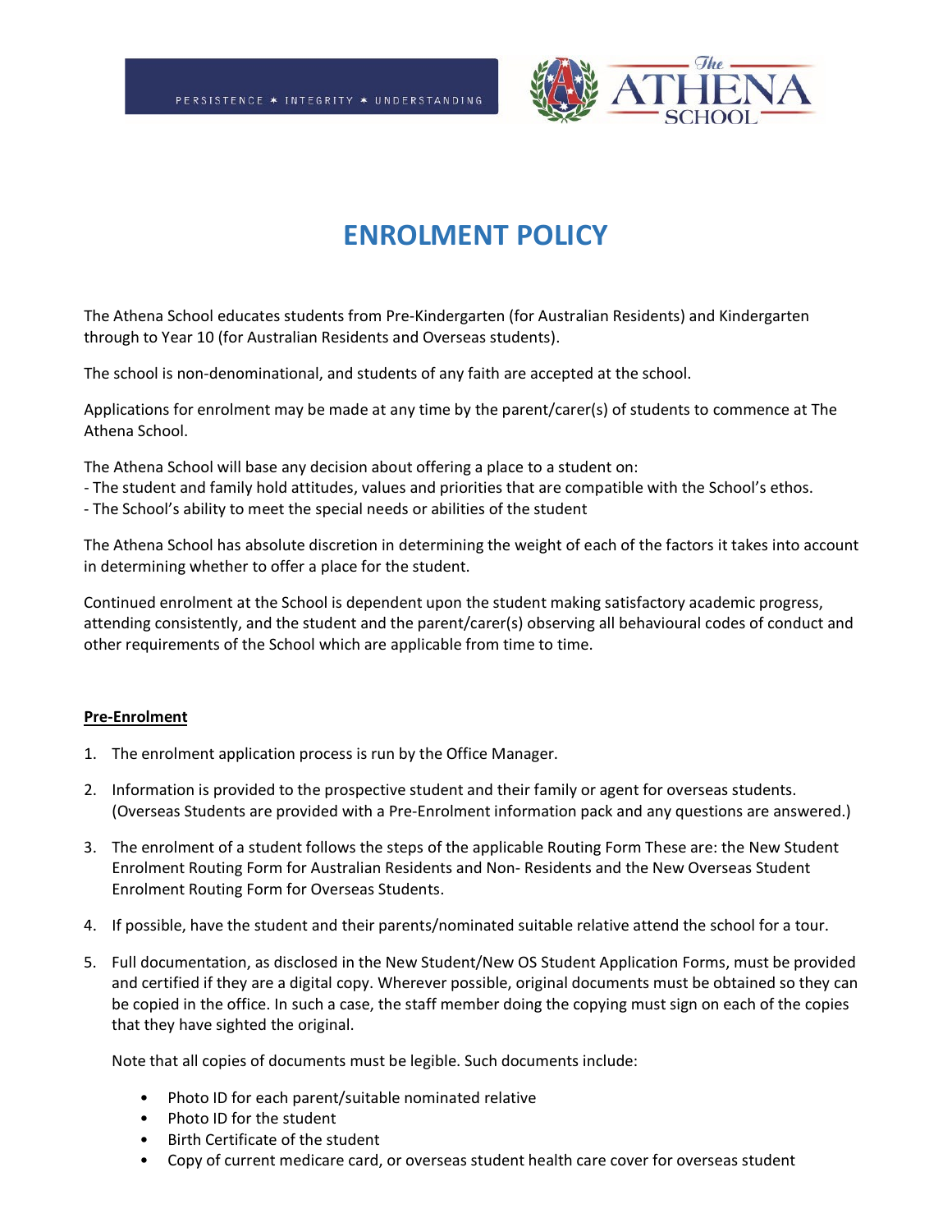PERSISTENCE ✶ INTEGRITY ✶ UNDERSTANDING

The ATHENA SCHOOL

# ENROLMENT POLICY

The Athena School educates students from Pre-Kindergarten (for Australian Residents) and Kindergarten through to Year 10 (for Australian Residents and Overseas students).

The school is non-denominational, and students of any faith are accepted at the school.

Applications for enrolment may be made at any time by the parent/carer(s) of students to commence at The Athena School.

The Athena School will base any decision about offering a place to a student on:
- The student and family hold attitudes, values and priorities that are compatible with the School's ethos.
- The School's ability to meet the special needs or abilities of the student

The Athena School has absolute discretion in determining the weight of each of the factors it takes into account in determining whether to offer a place for the student.

Continued enrolment at the School is dependent upon the student making satisfactory academic progress, attending consistently, and the student and the parent/carer(s) observing all behavioural codes of conduct and other requirements of the School which are applicable from time to time.

## Pre-Enrolment

1. The enrolment application process is run by the Office Manager.

2. Information is provided to the prospective student and their family or agent for overseas students. (Overseas Students are provided with a Pre-Enrolment information pack and any questions are answered.)

3. The enrolment of a student follows the steps of the applicable Routing Form These are: the New Student Enrolment Routing Form for Australian Residents and Non- Residents and the New Overseas Student Enrolment Routing Form for Overseas Students.

4. If possible, have the student and their parents/nominated suitable relative attend the school for a tour.

5. Full documentation, as disclosed in the New Student/New OS Student Application Forms, must be provided and certified if they are a digital copy. Wherever possible, original documents must be obtained so they can be copied in the office. In such a case, the staff member doing the copying must sign on each of the copies that they have sighted the original.

   Note that all copies of documents must be legible. Such documents include:

   - Photo ID for each parent/suitable nominated relative
   - Photo ID for the student
   - Birth Certificate of the student
   - Copy of current medicare card, or overseas student health care cover for overseas student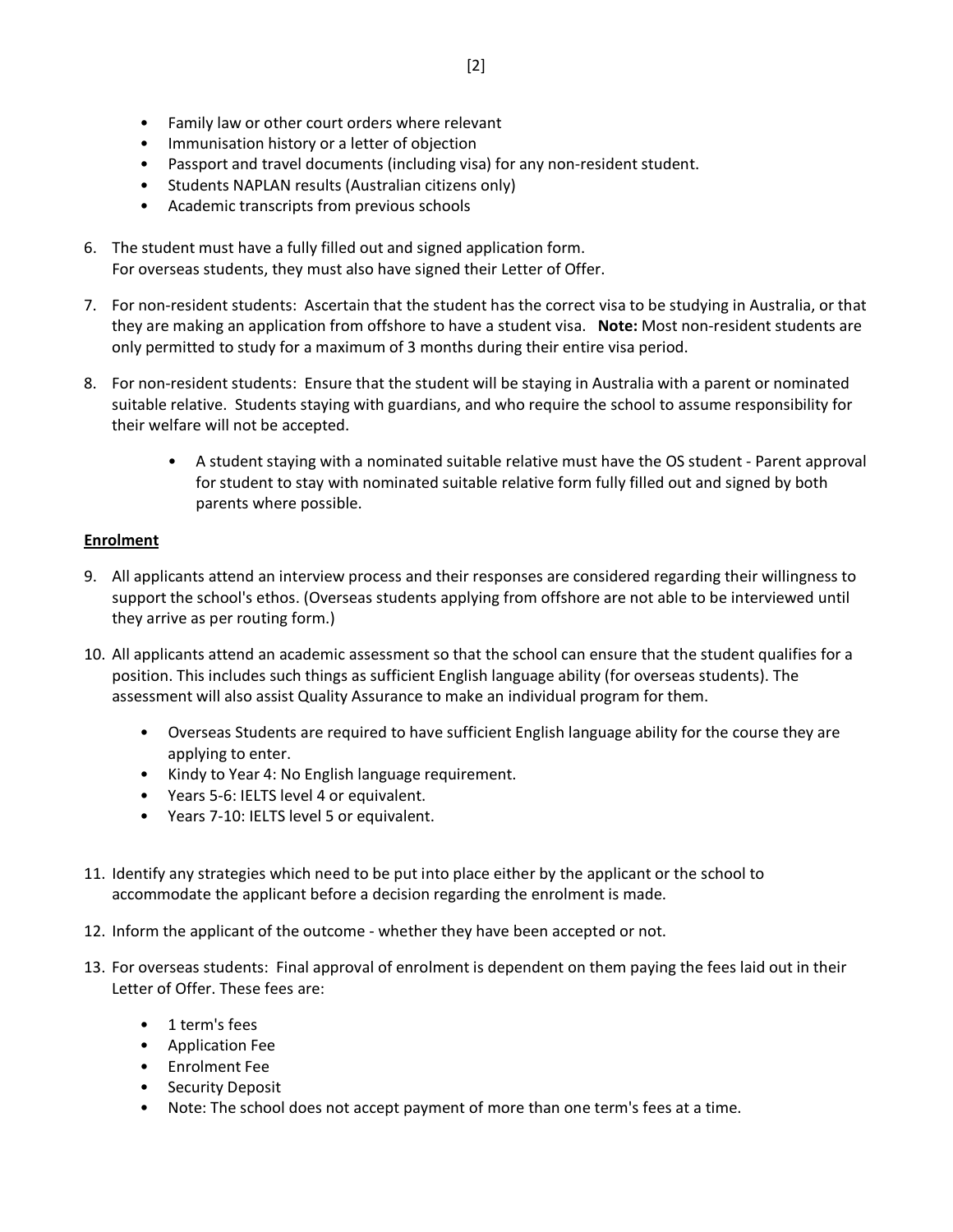- Family law or other court orders where relevant
- Immunisation history or a letter of objection
- Passport and travel documents (including visa) for any non-resident student.
- Students NAPLAN results (Australian citizens only)
- Academic transcripts from previous schools

6. The student must have a fully filled out and signed application form.
   For overseas students, they must also have signed their Letter of Offer.

7. For non-resident students: Ascertain that the student has the correct visa to be studying in Australia, or that they are making an application from offshore to have a student visa. **Note:** Most non-resident students are only permitted to study for a maximum of 3 months during their entire visa period.

8. For non-resident students: Ensure that the student will be staying in Australia with a parent or nominated suitable relative. Students staying with guardians, and who require the school to assume responsibility for their welfare will not be accepted.

   - A student staying with a nominated suitable relative must have the OS student - Parent approval for student to stay with nominated suitable relative form fully filled out and signed by both parents where possible.

## Enrolment

9. All applicants attend an interview process and their responses are considered regarding their willingness to support the school's ethos. (Overseas students applying from offshore are not able to be interviewed until they arrive as per routing form.)

10. All applicants attend an academic assessment so that the school can ensure that the student qualifies for a position. This includes such things as sufficient English language ability (for overseas students). The assessment will also assist Quality Assurance to make an individual program for them.

    - Overseas Students are required to have sufficient English language ability for the course they are applying to enter.
    - Kindy to Year 4: No English language requirement.
    - Years 5-6: IELTS level 4 or equivalent.
    - Years 7-10: IELTS level 5 or equivalent.

11. Identify any strategies which need to be put into place either by the applicant or the school to accommodate the applicant before a decision regarding the enrolment is made.

12. Inform the applicant of the outcome - whether they have been accepted or not.

13. For overseas students: Final approval of enrolment is dependent on them paying the fees laid out in their Letter of Offer. These fees are:

    - 1 term's fees
    - Application Fee
    - Enrolment Fee
    - Security Deposit
    - Note: The school does not accept payment of more than one term's fees at a time.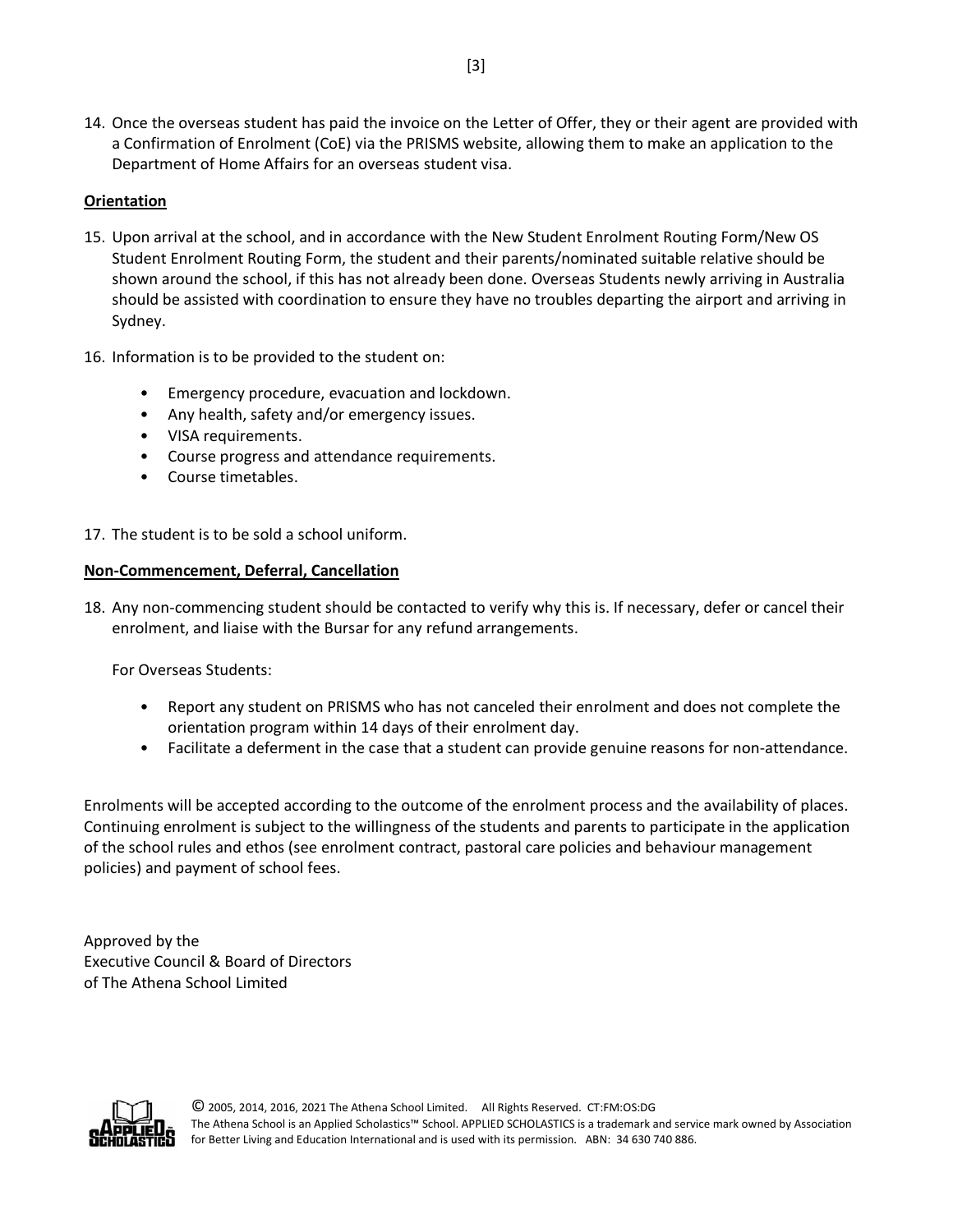14. Once the overseas student has paid the invoice on the Letter of Offer, they or their agent are provided with a Confirmation of Enrolment (CoE) via the PRISMS website, allowing them to make an application to the Department of Home Affairs for an overseas student visa.

**Orientation**

15. Upon arrival at the school, and in accordance with the New Student Enrolment Routing Form/New OS Student Enrolment Routing Form, the student and their parents/nominated suitable relative should be shown around the school, if this has not already been done. Overseas Students newly arriving in Australia should be assisted with coordination to ensure they have no troubles departing the airport and arriving in Sydney.

16. Information is to be provided to the student on:

    - Emergency procedure, evacuation and lockdown.
    - Any health, safety and/or emergency issues.
    - VISA requirements.
    - Course progress and attendance requirements.
    - Course timetables.

17. The student is to be sold a school uniform.

**Non-Commencement, Deferral, Cancellation**

18. Any non-commencing student should be contacted to verify why this is. If necessary, defer or cancel their enrolment, and liaise with the Bursar for any refund arrangements.

    For Overseas Students:

    - Report any student on PRISMS who has not canceled their enrolment and does not complete the orientation program within 14 days of their enrolment day.
    - Facilitate a deferment in the case that a student can provide genuine reasons for non-attendance.

Enrolments will be accepted according to the outcome of the enrolment process and the availability of places. Continuing enrolment is subject to the willingness of the students and parents to participate in the application of the school rules and ethos (see enrolment contract, pastoral care policies and behaviour management policies) and payment of school fees.

Approved by the
Executive Council & Board of Directors
of The Athena School Limited

© 2005, 2014, 2016, 2021 The Athena School Limited. All Rights Reserved. CT:FM:OS:DG
The Athena School is an Applied Scholastics™ School. APPLIED SCHOLASTICS is a trademark and service mark owned by Association for Better Living and Education International and is used with its permission. ABN: 34 630 740 886.